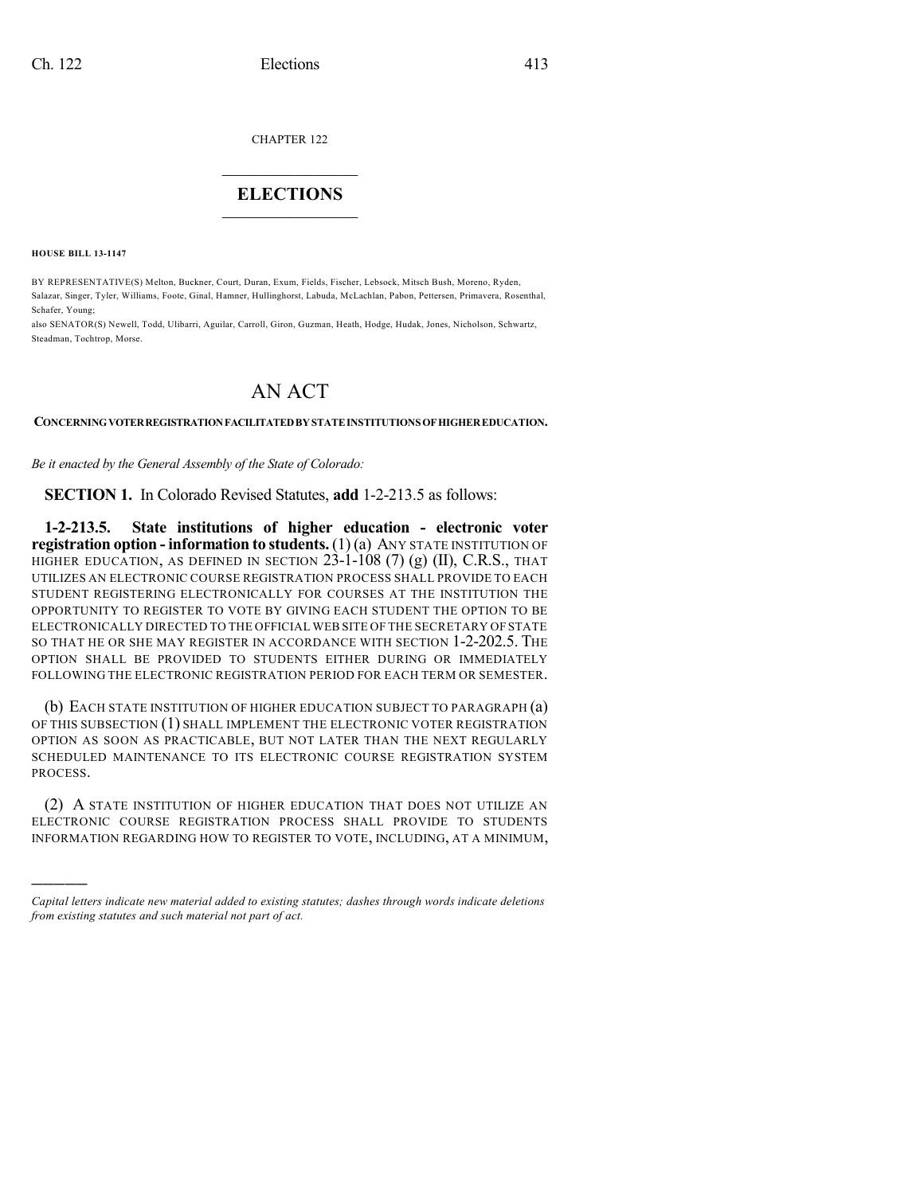CHAPTER 122

# ELECTIONS

**HOUSE BILL 13-1147**

BY REPRESENTATIVE(S) Melton, Buckner, Court, Duran, Exum, Fields, Fischer, Lebsock, Mitsch Bush, Moreno, Ryden, Salazar, Singer, Tyler, Williams, Foote, Ginal, Hamner, Hullinghorst, Labuda, McLachlan, Pabon, Pettersen, Primavera, Rosenthal, Schafer, Young;
also SENATOR(S) Newell, Todd, Ulibarri, Aguilar, Carroll, Giron, Guzman, Heath, Hodge, Hudak, Jones, Nicholson, Schwartz, Steadman, Tochtrop, Morse.

# AN ACT

**CONCERNING VOTER REGISTRATION FACILITATED BY STATE INSTITUTIONS OF HIGHER EDUCATION.**

*Be it enacted by the General Assembly of the State of Colorado:*

**SECTION 1.** In Colorado Revised Statutes, **add** 1-2-213.5 as follows:

**1-2-213.5. State institutions of higher education - electronic voter registration option - information to students.** (1) (a) ANY STATE INSTITUTION OF HIGHER EDUCATION, AS DEFINED IN SECTION 23-1-108 (7) (g) (II), C.R.S., THAT UTILIZES AN ELECTRONIC COURSE REGISTRATION PROCESS SHALL PROVIDE TO EACH STUDENT REGISTERING ELECTRONICALLY FOR COURSES AT THE INSTITUTION THE OPPORTUNITY TO REGISTER TO VOTE BY GIVING EACH STUDENT THE OPTION TO BE ELECTRONICALLY DIRECTED TO THE OFFICIAL WEB SITE OF THE SECRETARY OF STATE SO THAT HE OR SHE MAY REGISTER IN ACCORDANCE WITH SECTION 1-2-202.5. THE OPTION SHALL BE PROVIDED TO STUDENTS EITHER DURING OR IMMEDIATELY FOLLOWING THE ELECTRONIC REGISTRATION PERIOD FOR EACH TERM OR SEMESTER.

(b) EACH STATE INSTITUTION OF HIGHER EDUCATION SUBJECT TO PARAGRAPH (a) OF THIS SUBSECTION (1) SHALL IMPLEMENT THE ELECTRONIC VOTER REGISTRATION OPTION AS SOON AS PRACTICABLE, BUT NOT LATER THAN THE NEXT REGULARLY SCHEDULED MAINTENANCE TO ITS ELECTRONIC COURSE REGISTRATION SYSTEM PROCESS.

(2) A STATE INSTITUTION OF HIGHER EDUCATION THAT DOES NOT UTILIZE AN ELECTRONIC COURSE REGISTRATION PROCESS SHALL PROVIDE TO STUDENTS INFORMATION REGARDING HOW TO REGISTER TO VOTE, INCLUDING, AT A MINIMUM,

---

*Capital letters indicate new material added to existing statutes; dashes through words indicate deletions from existing statutes and such material not part of act.*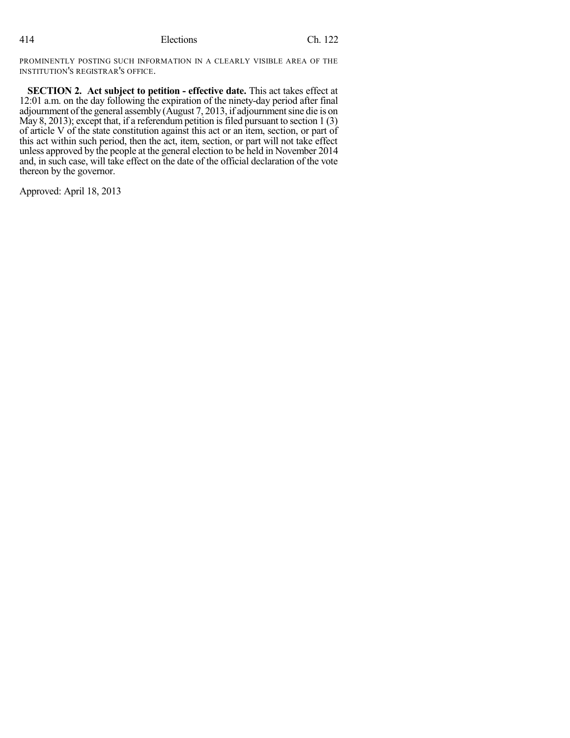PROMINENTLY POSTING SUCH INFORMATION IN A CLEARLY VISIBLE AREA OF THE INSTITUTION'S REGISTRAR'S OFFICE.

**SECTION 2. Act subject to petition - effective date.** This act takes effect at 12:01 a.m. on the day following the expiration of the ninety-day period after final adjournment of the general assembly (August 7, 2013, if adjournment sine die is on May 8, 2013); except that, if a referendum petition is filed pursuant to section 1 (3) of article V of the state constitution against this act or an item, section, or part of this act within such period, then the act, item, section, or part will not take effect unless approved by the people at the general election to be held in November 2014 and, in such case, will take effect on the date of the official declaration of the vote thereon by the governor.

Approved: April 18, 2013